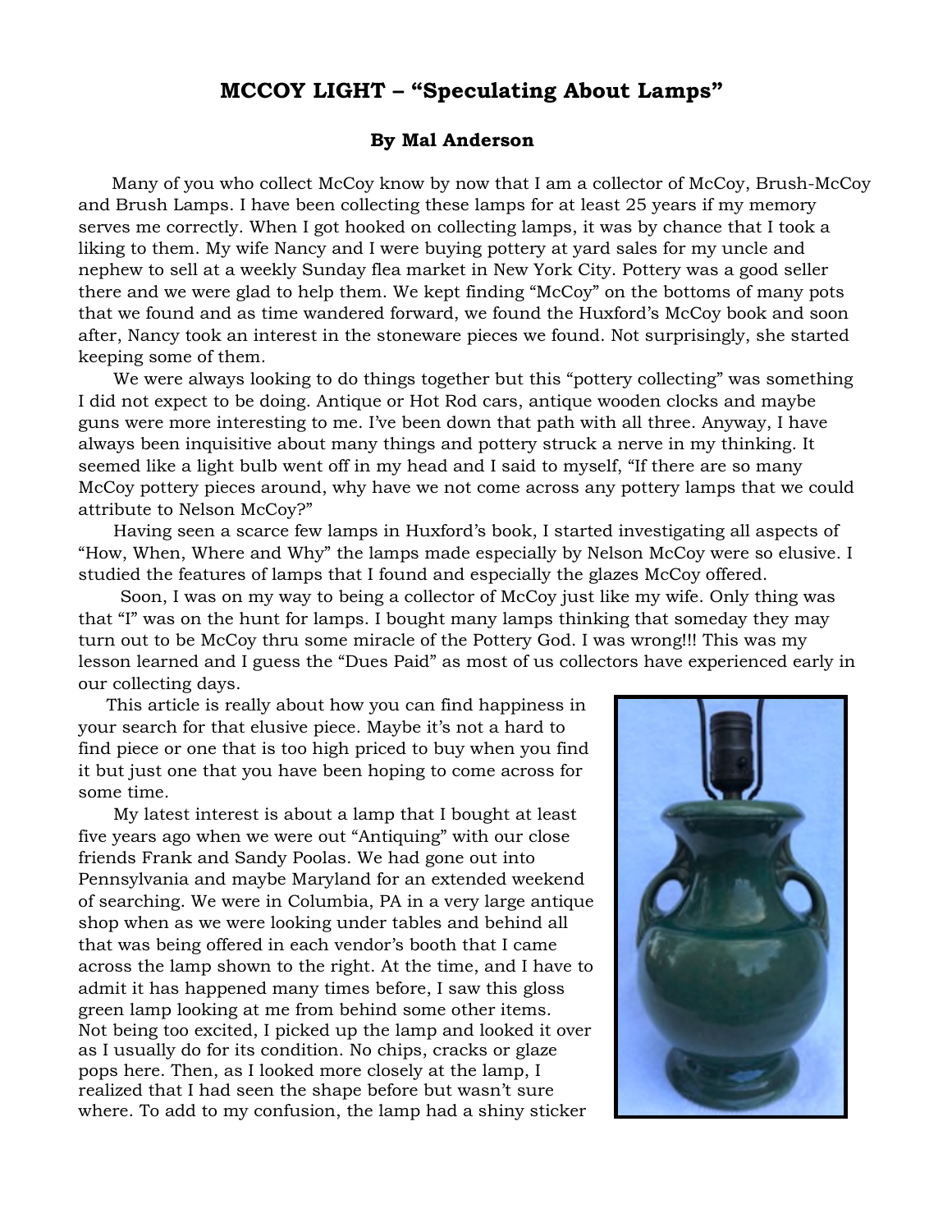# MCCOY LIGHT – "Speculating About Lamps"

**By Mal Anderson**

Many of you who collect McCoy know by now that I am a collector of McCoy, Brush-McCoy and Brush Lamps. I have been collecting these lamps for at least 25 years if my memory serves me correctly. When I got hooked on collecting lamps, it was by chance that I took a liking to them. My wife Nancy and I were buying pottery at yard sales for my uncle and nephew to sell at a weekly Sunday flea market in New York City. Pottery was a good seller there and we were glad to help them. We kept finding "McCoy" on the bottoms of many pots that we found and as time wandered forward, we found the Huxford's McCoy book and soon after, Nancy took an interest in the stoneware pieces we found. Not surprisingly, she started keeping some of them.

We were always looking to do things together but this "pottery collecting" was something I did not expect to be doing. Antique or Hot Rod cars, antique wooden clocks and maybe guns were more interesting to me. I've been down that path with all three. Anyway, I have always been inquisitive about many things and pottery struck a nerve in my thinking. It seemed like a light bulb went off in my head and I said to myself, "If there are so many McCoy pottery pieces around, why have we not come across any pottery lamps that we could attribute to Nelson McCoy?"

Having seen a scarce few lamps in Huxford's book, I started investigating all aspects of "How, When, Where and Why" the lamps made especially by Nelson McCoy were so elusive. I studied the features of lamps that I found and especially the glazes McCoy offered.

Soon, I was on my way to being a collector of McCoy just like my wife. Only thing was that "I" was on the hunt for lamps. I bought many lamps thinking that someday they may turn out to be McCoy thru some miracle of the Pottery God. I was wrong!!! This was my lesson learned and I guess the "Dues Paid" as most of us collectors have experienced early in our collecting days.

This article is really about how you can find happiness in your search for that elusive piece. Maybe it's not a hard to find piece or one that is too high priced to buy when you find it but just one that you have been hoping to come across for some time.

My latest interest is about a lamp that I bought at least five years ago when we were out "Antiquing" with our close friends Frank and Sandy Poolas. We had gone out into Pennsylvania and maybe Maryland for an extended weekend of searching. We were in Columbia, PA in a very large antique shop when as we were looking under tables and behind all that was being offered in each vendor's booth that I came across the lamp shown to the right. At the time, and I have to admit it has happened many times before, I saw this gloss green lamp looking at me from behind some other items. Not being too excited, I picked up the lamp and looked it over as I usually do for its condition. No chips, cracks or glaze pops here. Then, as I looked more closely at the lamp, I realized that I had seen the shape before but wasn't sure where. To add to my confusion, the lamp had a shiny sticker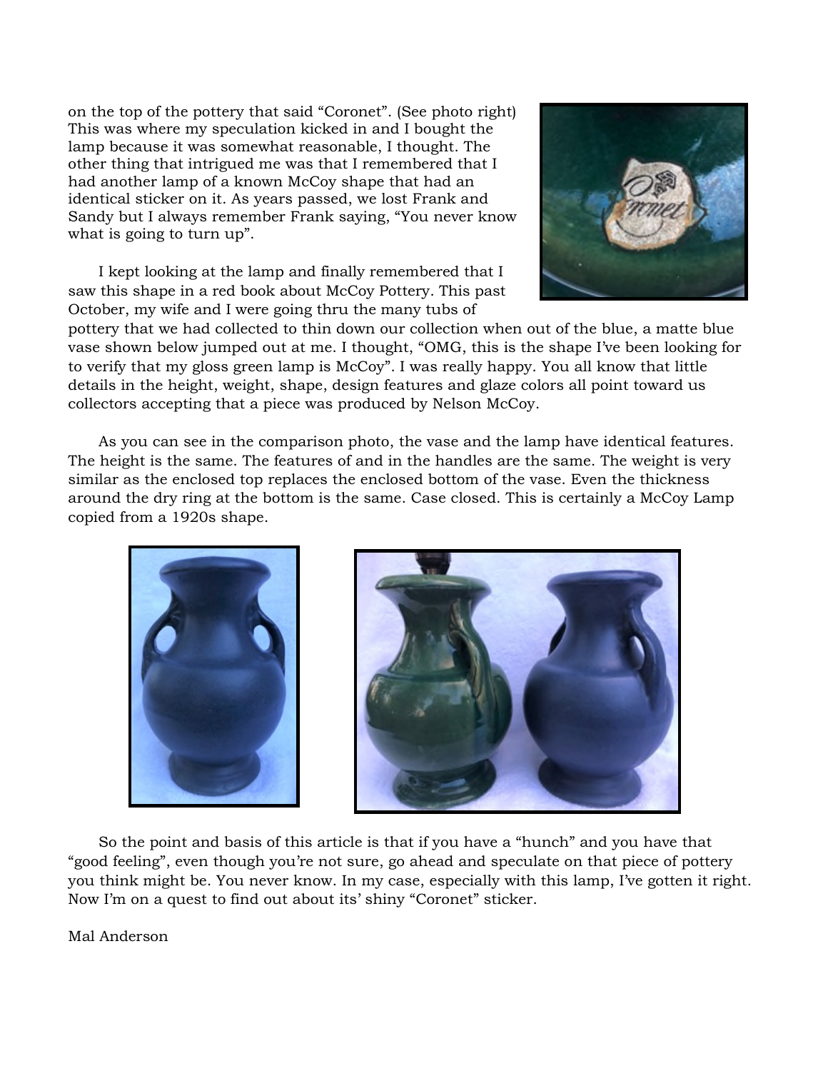on the top of the pottery that said "Coronet". (See photo right) This was where my speculation kicked in and I bought the lamp because it was somewhat reasonable, I thought. The other thing that intrigued me was that I remembered that I had another lamp of a known McCoy shape that had an identical sticker on it. As years passed, we lost Frank and Sandy but I always remember Frank saying, "You never know what is going to turn up".

I kept looking at the lamp and finally remembered that I saw this shape in a red book about McCoy Pottery. This past October, my wife and I were going thru the many tubs of pottery that we had collected to thin down our collection when out of the blue, a matte blue vase shown below jumped out at me. I thought, "OMG, this is the shape I've been looking for to verify that my gloss green lamp is McCoy". I was really happy. You all know that little details in the height, weight, shape, design features and glaze colors all point toward us collectors accepting that a piece was produced by Nelson McCoy.

As you can see in the comparison photo, the vase and the lamp have identical features. The height is the same. The features of and in the handles are the same. The weight is very similar as the enclosed top replaces the enclosed bottom of the vase. Even the thickness around the dry ring at the bottom is the same. Case closed. This is certainly a McCoy Lamp copied from a 1920s shape.

So the point and basis of this article is that if you have a "hunch" and you have that "good feeling", even though you're not sure, go ahead and speculate on that piece of pottery you think might be. You never know. In my case, especially with this lamp, I've gotten it right. Now I'm on a quest to find out about its' shiny "Coronet" sticker.

Mal Anderson